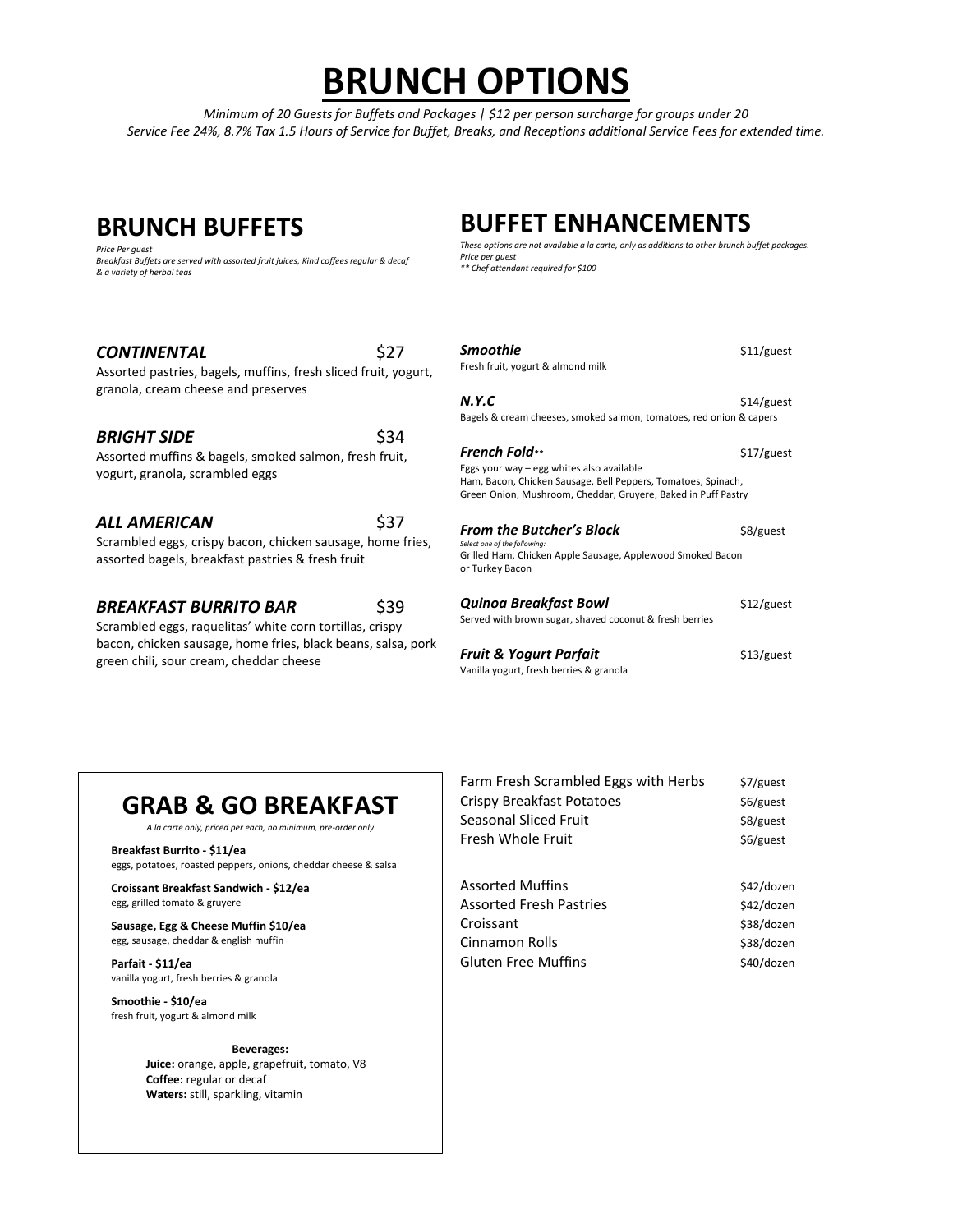# BRUNCH OPTIONS

*Minimum of 20 Guests for Buffets and Packages | $12 per person surcharge for groups under 20*
*Service Fee 24%, 8.7% Tax 1.5 Hours of Service for Buffet, Breaks, and Receptions additional Service Fees for extended time.*

## BRUNCH BUFFETS

*Price Per guest*
*Breakfast Buffets are served with assorted fruit juices, Kind coffees regular & decaf & a variety of herbal teas*

***CONTINENTAL*** $27
Assorted pastries, bagels, muffins, fresh sliced fruit, yogurt, granola, cream cheese and preserves

***BRIGHT SIDE*** $34
Assorted muffins & bagels, smoked salmon, fresh fruit, yogurt, granola, scrambled eggs

***ALL AMERICAN*** $37
Scrambled eggs, crispy bacon, chicken sausage, home fries, assorted bagels, breakfast pastries & fresh fruit

***BREAKFAST BURRITO BAR*** $39
Scrambled eggs, raquelitas' white corn tortillas, crispy bacon, chicken sausage, home fries, black beans, salsa, pork green chili, sour cream, cheddar cheese

## BUFFET ENHANCEMENTS

*These options are not available a la carte, only as additions to other brunch buffet packages.*
*Price per guest*
*** Chef attendant required for $100*

***Smoothie*** $11/guest
Fresh fruit, yogurt & almond milk

***N.Y.C*** $14/guest
Bagels & cream cheeses, smoked salmon, tomatoes, red onion & capers

***French Fold**** $17/guest
Eggs your way – egg whites also available
Ham, Bacon, Chicken Sausage, Bell Peppers, Tomatoes, Spinach, Green Onion, Mushroom, Cheddar, Gruyere, Baked in Puff Pastry

***From the Butcher's Block*** $8/guest
*Select one of the following:*
Grilled Ham, Chicken Apple Sausage, Applewood Smoked Bacon or Turkey Bacon

***Quinoa Breakfast Bowl*** $12/guest
Served with brown sugar, shaved coconut & fresh berries

***Fruit & Yogurt Parfait*** $13/guest
Vanilla yogurt, fresh berries & granola

## GRAB & GO BREAKFAST

*A la carte only, priced per each, no minimum, pre-order only*

**Breakfast Burrito - $11/ea**
eggs, potatoes, roasted peppers, onions, cheddar cheese & salsa

**Croissant Breakfast Sandwich - $12/ea**
egg, grilled tomato & gruyere

**Sausage, Egg & Cheese Muffin $10/ea**
egg, sausage, cheddar & english muffin

**Parfait - $11/ea**
vanilla yogurt, fresh berries & granola

**Smoothie - $10/ea**
fresh fruit, yogurt & almond milk

**Beverages:**
**Juice:** orange, apple, grapefruit, tomato, V8
**Coffee:** regular or decaf
**Waters:** still, sparkling, vitamin

| Item | Price |
|---|---|
| Farm Fresh Scrambled Eggs with Herbs | $7/guest |
| Crispy Breakfast Potatoes | $6/guest |
| Seasonal Sliced Fruit | $8/guest |
| Fresh Whole Fruit | $6/guest |

| Item | Price |
|---|---|
| Assorted Muffins | $42/dozen |
| Assorted Fresh Pastries | $42/dozen |
| Croissant | $38/dozen |
| Cinnamon Rolls | $38/dozen |
| Gluten Free Muffins | $40/dozen |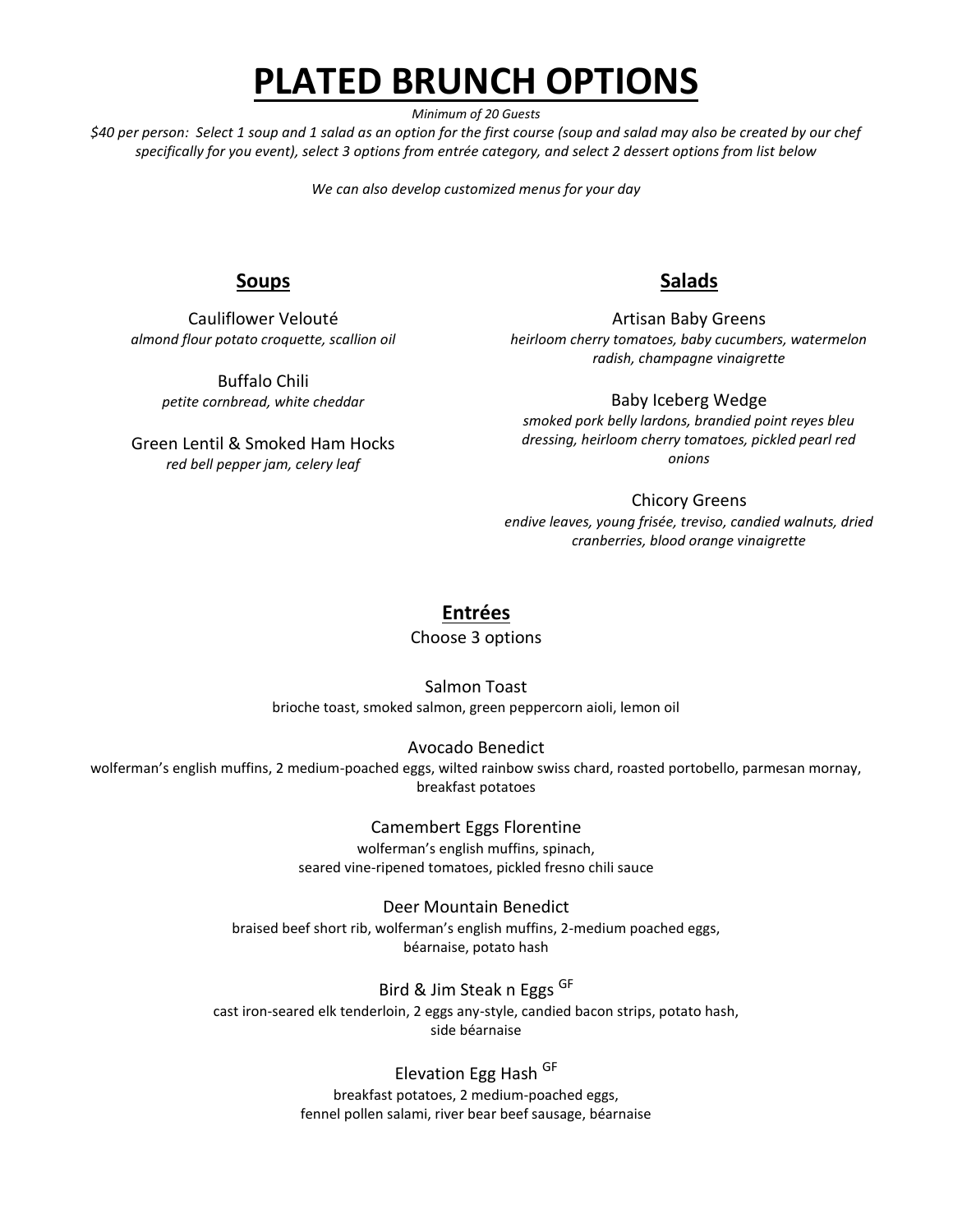# PLATED BRUNCH OPTIONS

*Minimum of 20 Guests*

*$40 per person: Select 1 soup and 1 salad as an option for the first course (soup and salad may also be created by our chef specifically for you event), select 3 options from entrée category, and select 2 dessert options from list below*

*We can also develop customized menus for your day*

## Soups

Cauliflower Velouté
*almond flour potato croquette, scallion oil*

Buffalo Chili
*petite cornbread, white cheddar*

Green Lentil & Smoked Ham Hocks
*red bell pepper jam, celery leaf*

## Salads

Artisan Baby Greens
*heirloom cherry tomatoes, baby cucumbers, watermelon radish, champagne vinaigrette*

Baby Iceberg Wedge
*smoked pork belly lardons, brandied point reyes bleu dressing, heirloom cherry tomatoes, pickled pearl red onions*

Chicory Greens
*endive leaves, young frisée, treviso, candied walnuts, dried cranberries, blood orange vinaigrette*

## Entrées

Choose 3 options

Salmon Toast
brioche toast, smoked salmon, green peppercorn aioli, lemon oil

Avocado Benedict
wolferman's english muffins, 2 medium-poached eggs, wilted rainbow swiss chard, roasted portobello, parmesan mornay, breakfast potatoes

Camembert Eggs Florentine
wolferman's english muffins, spinach, seared vine-ripened tomatoes, pickled fresno chili sauce

Deer Mountain Benedict
braised beef short rib, wolferman's english muffins, 2-medium poached eggs, béarnaise, potato hash

Bird & Jim Steak n Eggs [GF]
cast iron-seared elk tenderloin, 2 eggs any-style, candied bacon strips, potato hash, side béarnaise

Elevation Egg Hash [GF]
breakfast potatoes, 2 medium-poached eggs, fennel pollen salami, river bear beef sausage, béarnaise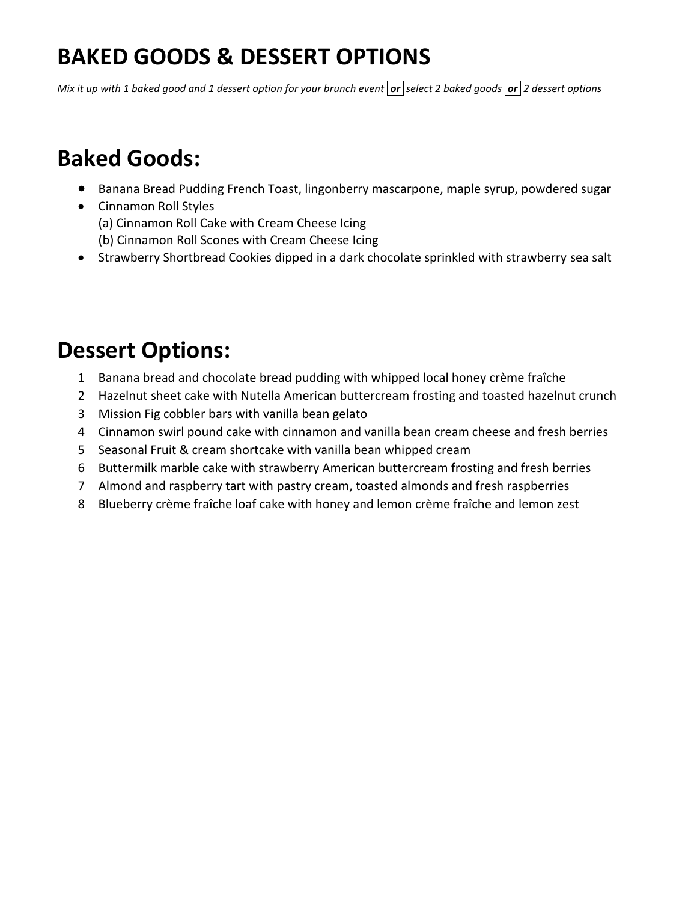# BAKED GOODS & DESSERT OPTIONS

*Mix it up with 1 baked good and 1 dessert option for your brunch event* ***or*** *select 2 baked goods* ***or*** *2 dessert options*

## Baked Goods:

- Banana Bread Pudding French Toast, lingonberry mascarpone, maple syrup, powdered sugar
- Cinnamon Roll Styles
  (a) Cinnamon Roll Cake with Cream Cheese Icing
  (b) Cinnamon Roll Scones with Cream Cheese Icing
- Strawberry Shortbread Cookies dipped in a dark chocolate sprinkled with strawberry sea salt

## Dessert Options:

1. Banana bread and chocolate bread pudding with whipped local honey crème fraîche
2. Hazelnut sheet cake with Nutella American buttercream frosting and toasted hazelnut crunch
3. Mission Fig cobbler bars with vanilla bean gelato
4. Cinnamon swirl pound cake with cinnamon and vanilla bean cream cheese and fresh berries
5. Seasonal Fruit & cream shortcake with vanilla bean whipped cream
6. Buttermilk marble cake with strawberry American buttercream frosting and fresh berries
7. Almond and raspberry tart with pastry cream, toasted almonds and fresh raspberries
8. Blueberry crème fraîche loaf cake with honey and lemon crème fraîche and lemon zest